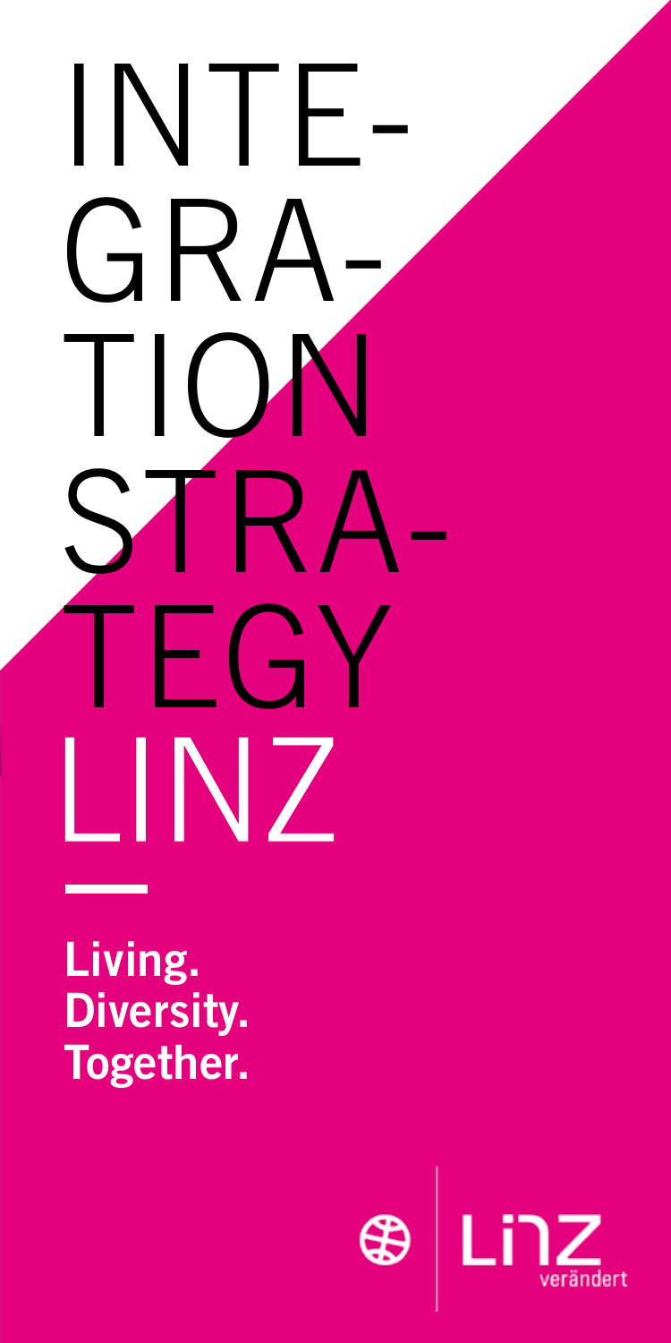# INTE-GRA-TION STRA-TEGY LINZ

**Living.**
**Diversity.**
**Together.**

Linz verändert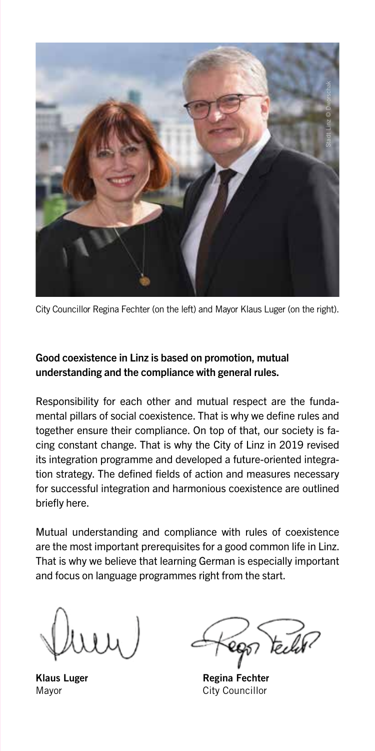City Councillor Regina Fechter (on the left) and Mayor Klaus Luger (on the right).

**Good coexistence in Linz is based on promotion, mutual understanding and the compliance with general rules.**

Responsibility for each other and mutual respect are the fundamental pillars of social coexistence. That is why we define rules and together ensure their compliance. On top of that, our society is facing constant change. That is why the City of Linz in 2019 revised its integration programme and developed a future-oriented integration strategy. The defined fields of action and measures necessary for successful integration and harmonious coexistence are outlined briefly here.

Mutual understanding and compliance with rules of coexistence are the most important prerequisites for a good common life in Linz. That is why we believe that learning German is especially important and focus on language programmes right from the start.

**Klaus Luger**
Mayor

**Regina Fechter**
City Councillor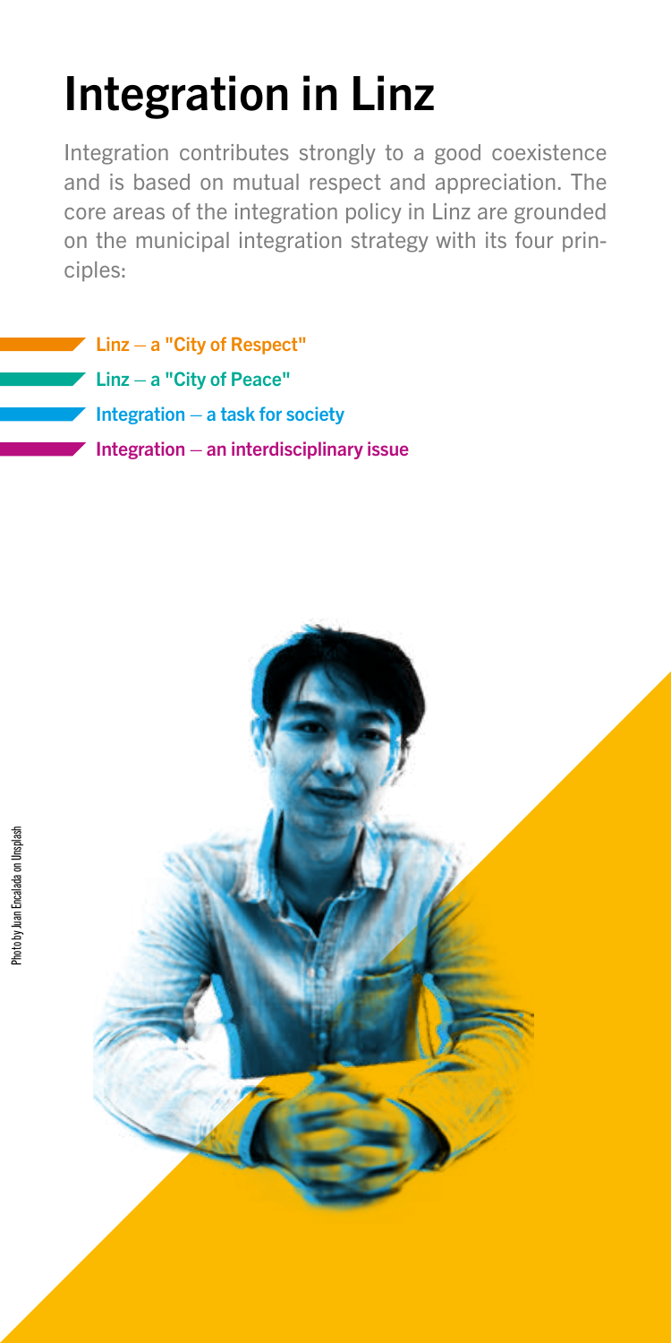# Integration in Linz

Integration contributes strongly to a good coexistence and is based on mutual respect and appreciation. The core areas of the integration policy in Linz are grounded on the municipal integration strategy with its four principles:

- **Linz – a "City of Respect"**
- **Linz – a "City of Peace"**
- **Integration – a task for society**
- **Integration – an interdisciplinary issue**

Photo by Juan Encalada on Unsplash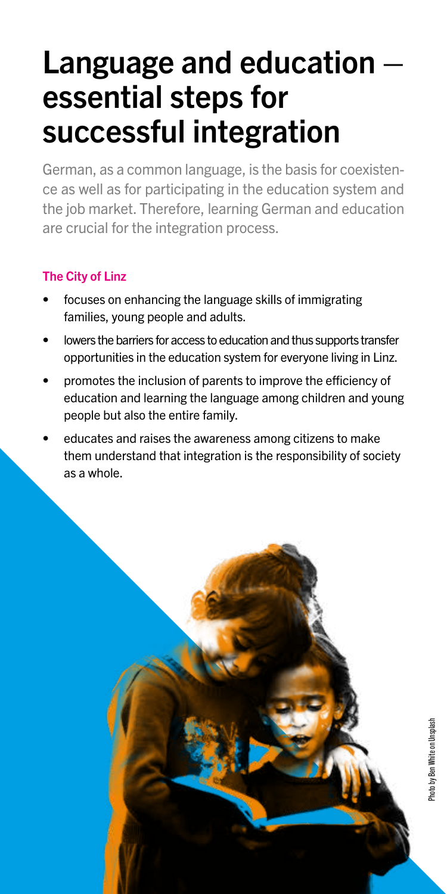# Language and education – essential steps for successful integration

German, as a common language, is the basis for coexistence as well as for participating in the education system and the job market. Therefore, learning German and education are crucial for the integration process.

**The City of Linz**

- focuses on enhancing the language skills of immigrating families, young people and adults.
- lowers the barriers for access to education and thus supports transfer opportunities in the education system for everyone living in Linz.
- promotes the inclusion of parents to improve the efficiency of education and learning the language among children and young people but also the entire family.
- educates and raises the awareness among citizens to make them understand that integration is the responsibility of society as a whole.

Photo by Ben White on Unsplash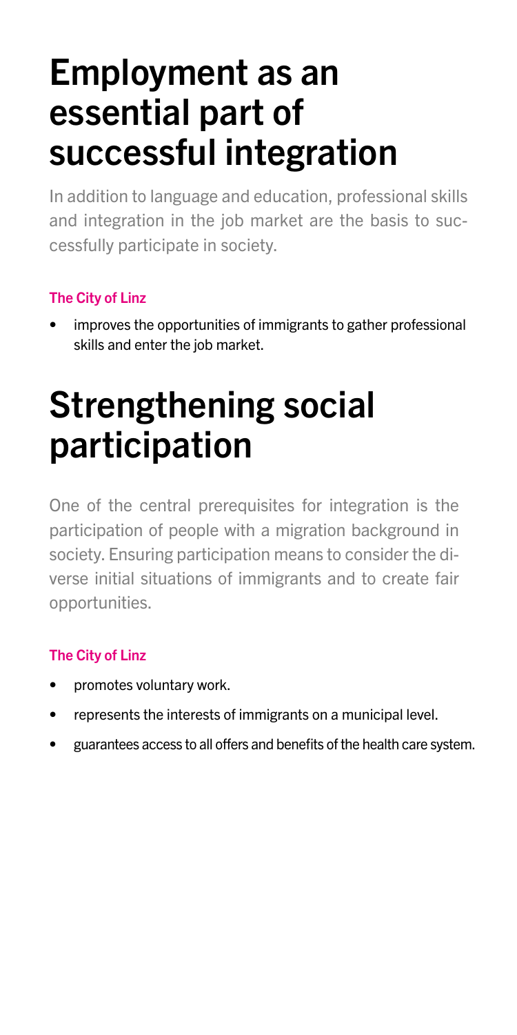# Employment as an essential part of successful integration

In addition to language and education, professional skills and integration in the job market are the basis to successfully participate in society.

**The City of Linz**

- improves the opportunities of immigrants to gather professional skills and enter the job market.

# Strengthening social participation

One of the central prerequisites for integration is the participation of people with a migration background in society. Ensuring participation means to consider the diverse initial situations of immigrants and to create fair opportunities.

**The City of Linz**

- promotes voluntary work.
- represents the interests of immigrants on a municipal level.
- guarantees access to all offers and benefits of the health care system.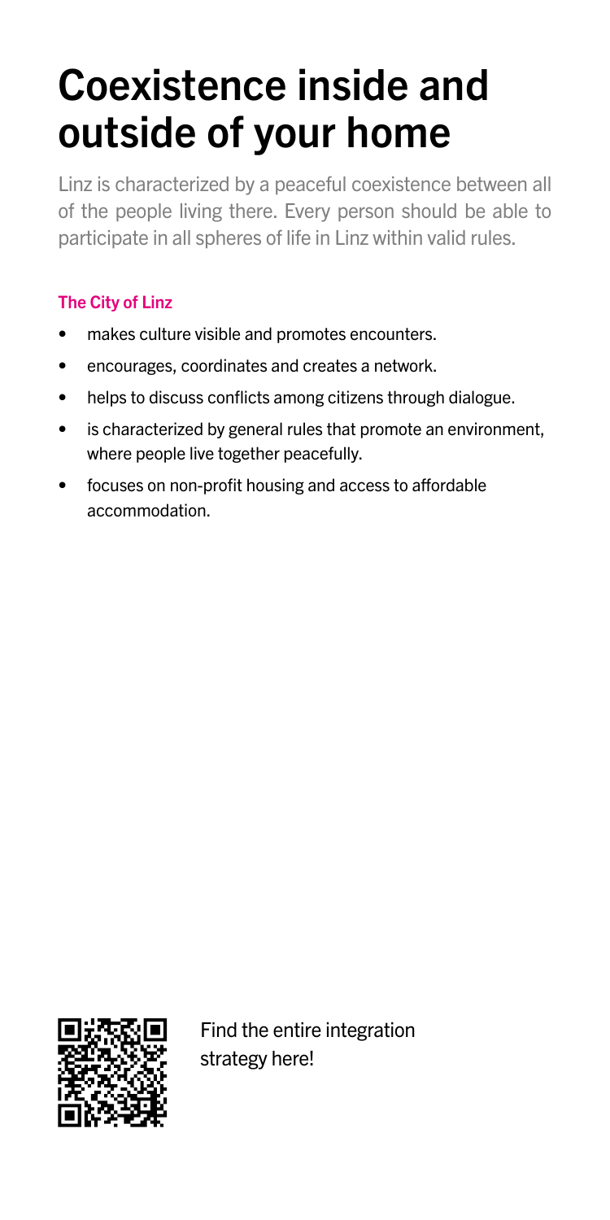# Coexistence inside and outside of your home

Linz is characterized by a peaceful coexistence between all of the people living there. Every person should be able to participate in all spheres of life in Linz within valid rules.

**The City of Linz**

- makes culture visible and promotes encounters.
- encourages, coordinates and creates a network.
- helps to discuss conflicts among citizens through dialogue.
- is characterized by general rules that promote an environment, where people live together peacefully.
- focuses on non-profit housing and access to affordable accommodation.

Find the entire integration strategy here!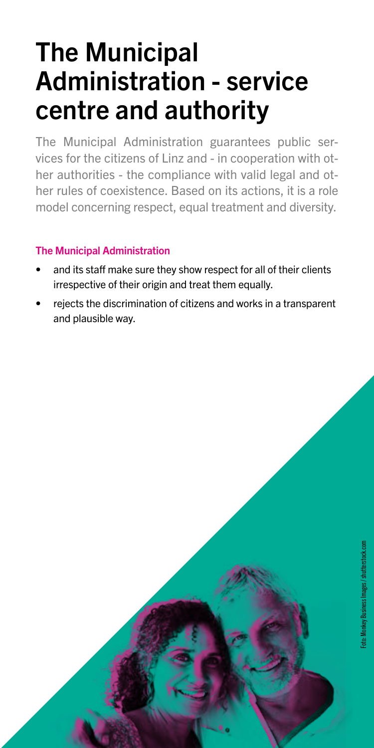# The Municipal Administration - service centre and authority

The Municipal Administration guarantees public services for the citizens of Linz and - in cooperation with other authorities - the compliance with valid legal and other rules of coexistence. Based on its actions, it is a role model concerning respect, equal treatment and diversity.

**The Municipal Administration**

- and its staff make sure they show respect for all of their clients irrespective of their origin and treat them equally.
- rejects the discrimination of citizens and works in a transparent and plausible way.

Foto: Monkey Business Images / shutterstock.com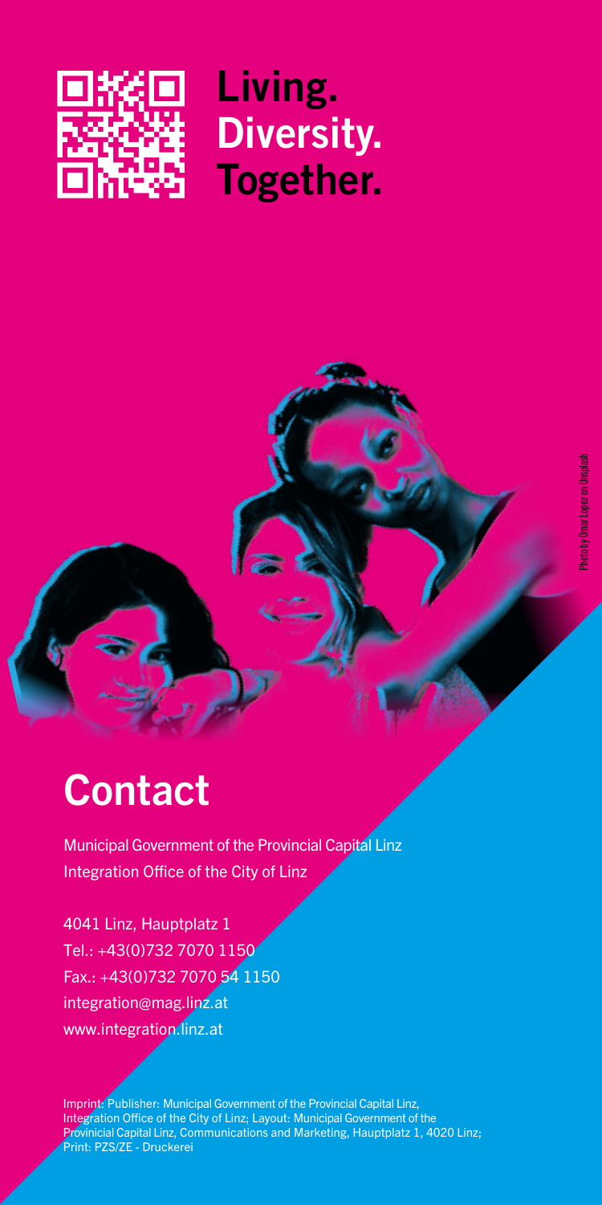# Living. Diversity. Together.

Photo by Omar Lopez on Unsplash

## Contact

Municipal Government of the Provincial Capital Linz
Integration Office of the City of Linz

4041 Linz, Hauptplatz 1
Tel.: +43(0)732 7070 1150
Fax.: +43(0)732 7070 54 1150
integration@mag.linz.at
www.integration.linz.at

Imprint: Publisher: Municipal Government of the Provincial Capital Linz, Integration Office of the City of Linz; Layout: Municipal Government of the Proviniciał Capital Linz, Communications and Marketing, Hauptplatz 1, 4020 Linz; Print: PZS/ZE - Druckerei